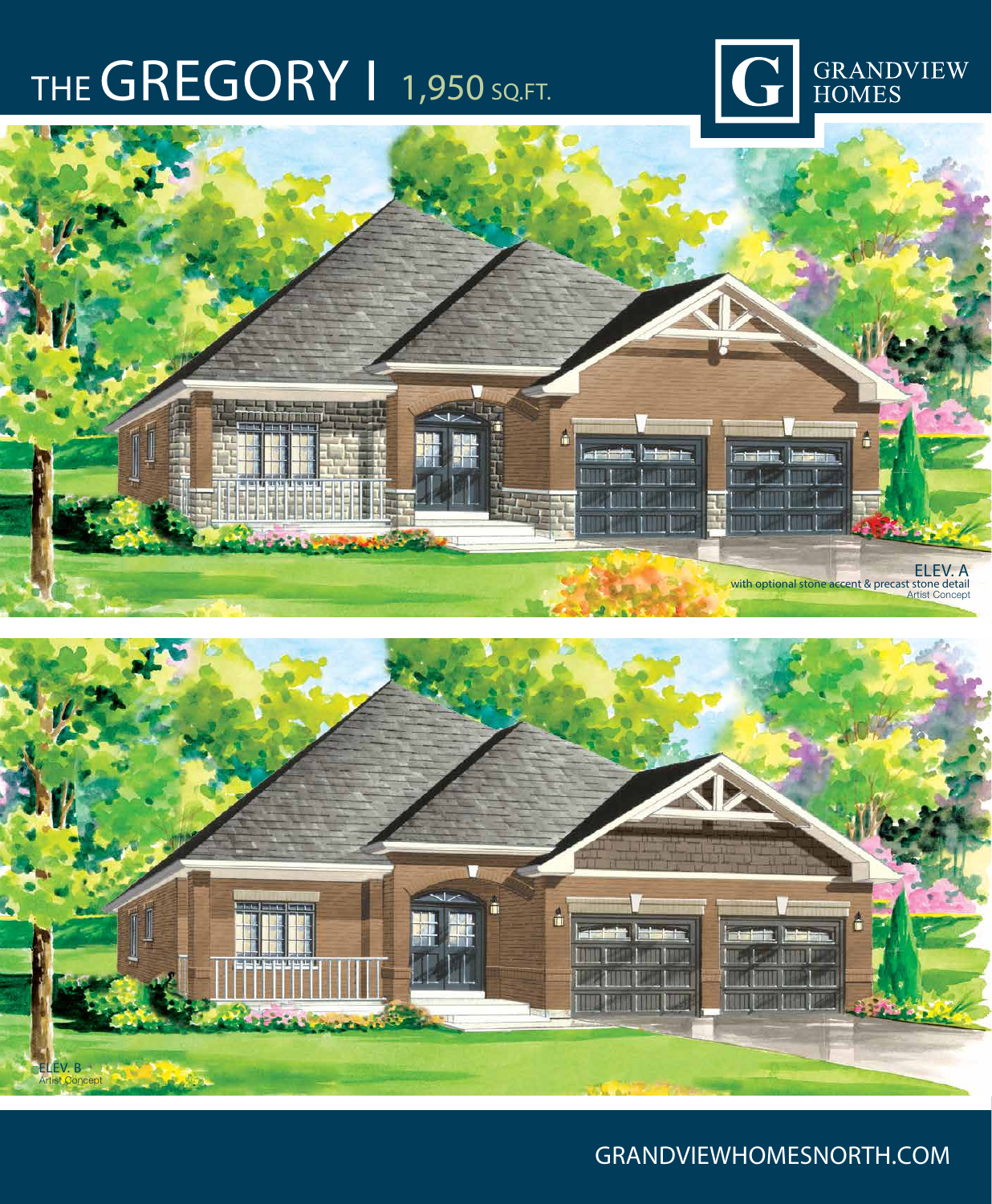# THE GREGORY I 1,950 SQ.FT.

GRANDVIEW HOMES

ELEV. A
with optional stone accent & precast stone detail
Artist Concept

ELEV. B
Artist Concept

GRANDVIEWHOMESNORTH.COM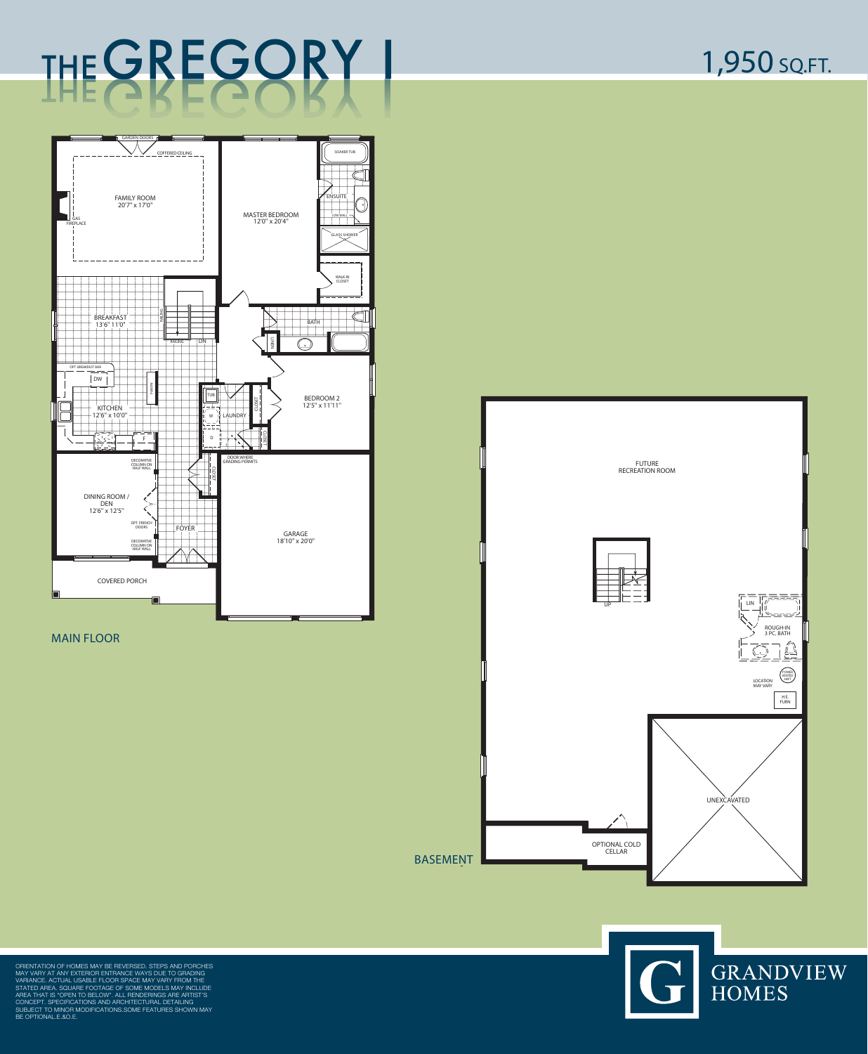# THE GREGORY I

1,950 SQ.FT.

## MAIN FLOOR

- GARDEN DOORS
- COFFERED CEILING
- FAMILY ROOM 20'7" x 17'0"
- GAS FIREPLACE
- MASTER BEDROOM 12'0" x 20'4"
- SOAKER TUB
- ENSUITE
- LOW WALL
- GLASS SHOWER
- WALK-IN CLOSET
- BREAKFAST 13'6" 11'0"
- RAILING
- DN
- BATH
- LINEN
- OPT. BREAKFAST BAR
- DW
- PANTRY
- KITCHEN 12'6" x 10'0"
- F
- TUB
- W
- LAUNDRY
- D
- CLOSET
- BEDROOM 2 12'5" x 11'11"
- DECORATIVE COLUMN ON HALF WALL
- DOOR WHERE GRADING PERMITS
- DINING ROOM / DEN 12'6" x 12'5"
- OPT. FRENCH DOORS
- FOYER
- GARAGE 18'10" x 20'0"
- COVERED PORCH

## BASEMENT

- FUTURE RECREATION ROOM
- UP
- LIN
- ROUGH-IN 3 PC. BATH
- POWER VENTED HWT
- LOCATION MAY VARY
- H.E. FURN
- UNEXCAVATED
- OPTIONAL COLD CELLAR

ORIENTATION OF HOMES MAY BE REVERSED. STEPS AND PORCHES MAY VARY AT ANY EXTERIOR ENTRANCE WAYS DUE TO GRADING VARIANCE. ACTUAL USABLE FLOOR SPACE MAY VARY FROM THE STATED AREA. SQUARE FOOTAGE OF SOME MODELS MAY INCLUDE AREA THAT IS "OPEN TO BELOW". ALL RENDERINGS ARE ARTIST'S CONCEPT. SPECIFICATIONS AND ARCHITECTURAL DETAILING SUBJECT TO MINOR MODIFICATIONS.SOME FEATURES SHOWN MAY BE OPTIONAL.E.&O.E.

GRANDVIEW HOMES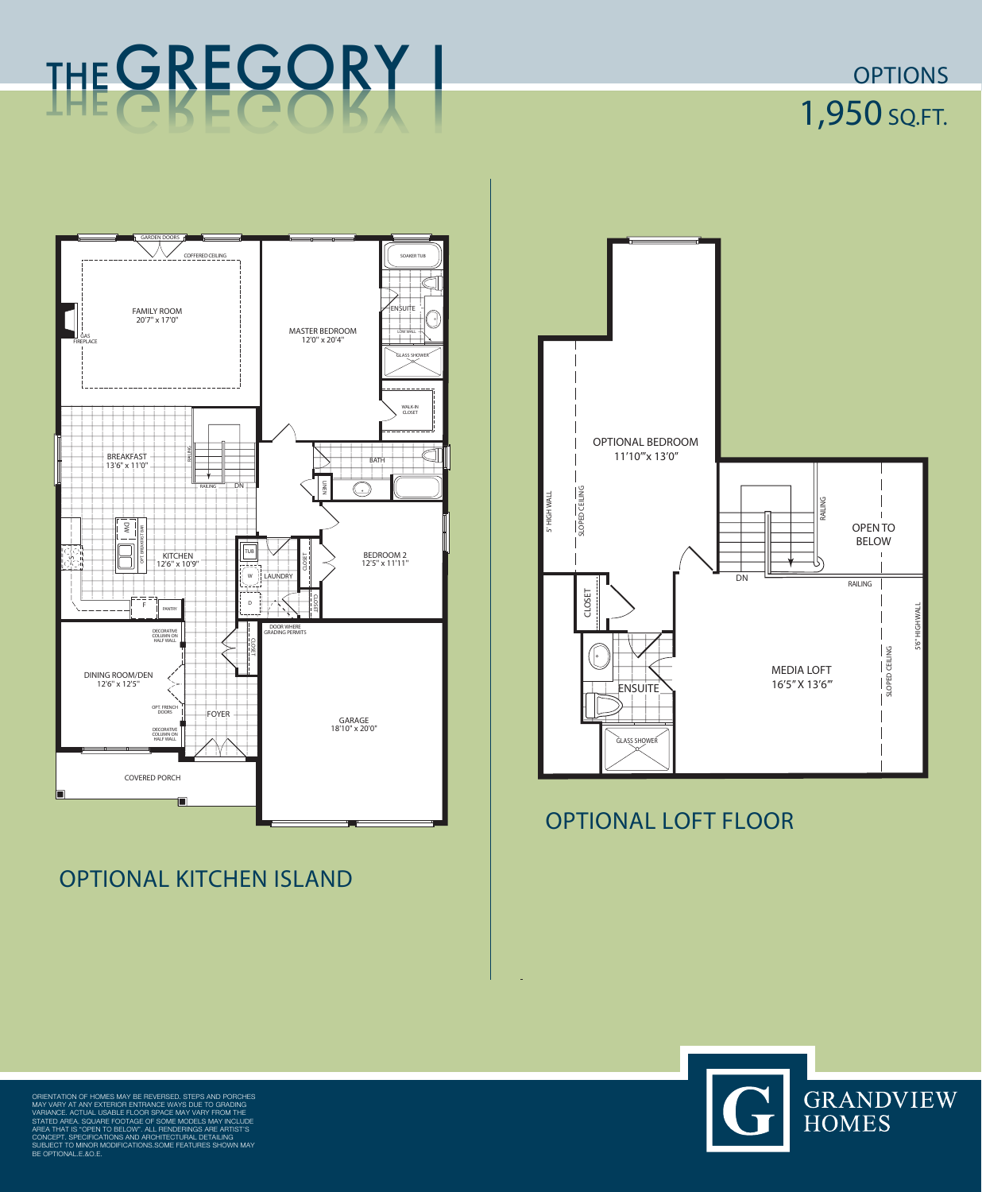# THE GREGORY I

OPTIONS

1,950 SQ.FT.

GARDEN DOORS

COFFERED CEILING

FAMILY ROOM
20'7" x 17'0"

GAS FIREPLACE

MASTER BEDROOM
12'0" x 20'4"

SOAKER TUB

ENSUITE

LOW WALL

GLASS SHOWER

WALK-IN CLOSET

BREAKFAST
13'6" x 11'0"

RAILING

DN

BATH

LINEN

MW

OPT. BREAKFAST BAR

KITCHEN
12'6" x 10'9"

TUB

LAUNDRY

W

D

CLOSET

BEDROOM 2
12'5" x 11'11"

F

PANTRY

DOOR WHERE GRADING PERMITS

DECORATIVE COLUMN ON HALF WALL

DINING ROOM/DEN
12'6" x 12'5"

OPT. FRENCH DOORS

FOYER

GARAGE
18'10" x 20'0"

COVERED PORCH

## OPTIONAL KITCHEN ISLAND

OPTIONAL BEDROOM
11'10" x 13'0"

5' HIGH WALL

SLOPED CEILING

RAILING

OPEN TO BELOW

DN

CLOSET

ENSUITE

GLASS SHOWER

MEDIA LOFT
16'5" X 13'6"

5'6" HIGH WALL

## OPTIONAL LOFT FLOOR

ORIENTATION OF HOMES MAY BE REVERSED. STEPS AND PORCHES MAY VARY AT ANY EXTERIOR ENTRANCE WAYS DUE TO GRADING VARIANCE. ACTUAL USABLE FLOOR SPACE MAY VARY FROM THE STATED AREA. SQUARE FOOTAGE OF SOME MODELS MAY INCLUDE AREA THAT IS "OPEN TO BELOW". ALL RENDERINGS ARE ARTIST'S CONCEPT. SPECIFICATIONS AND ARCHITECTURAL DETAILING SUBJECT TO MINOR MODIFICATIONS.SOME FEATURES SHOWN MAY BE OPTIONAL.E.&O.E.

GRANDVIEW HOMES